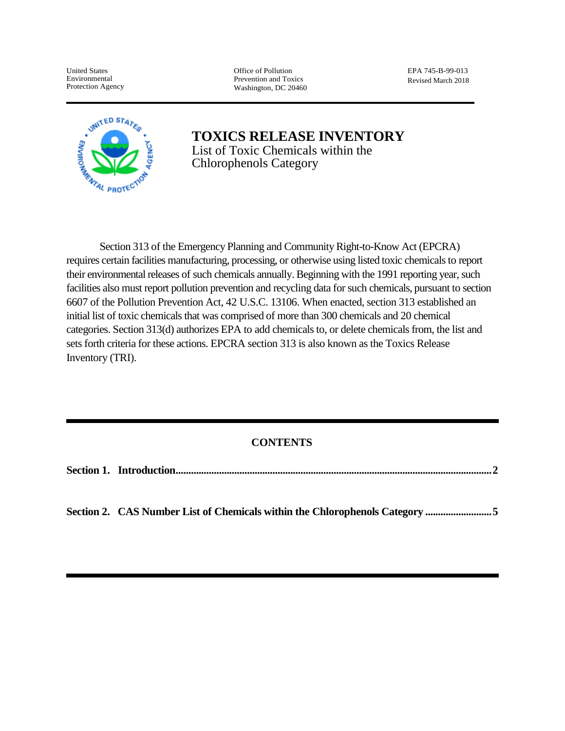United States
Environmental
Protection Agency

Office of Pollution
Prevention and Toxics
Washington, DC 20460

EPA 745-B-99-013
Revised March 2018

# TOXICS RELEASE INVENTORY

List of Toxic Chemicals within the Chlorophenols Category

Section 313 of the Emergency Planning and Community Right-to-Know Act (EPCRA) requires certain facilities manufacturing, processing, or otherwise using listed toxic chemicals to report their environmental releases of such chemicals annually. Beginning with the 1991 reporting year, such facilities also must report pollution prevention and recycling data for such chemicals, pursuant to section 6607 of the Pollution Prevention Act, 42 U.S.C. 13106. When enacted, section 313 established an initial list of toxic chemicals that was comprised of more than 300 chemicals and 20 chemical categories. Section 313(d) authorizes EPA to add chemicals to, or delete chemicals from, the list and sets forth criteria for these actions. EPCRA section 313 is also known as the Toxics Release Inventory (TRI).

## CONTENTS

**Section 1. Introduction ........................................................ 2**

**Section 2. CAS Number List of Chemicals within the Chlorophenols Category ........................ 5**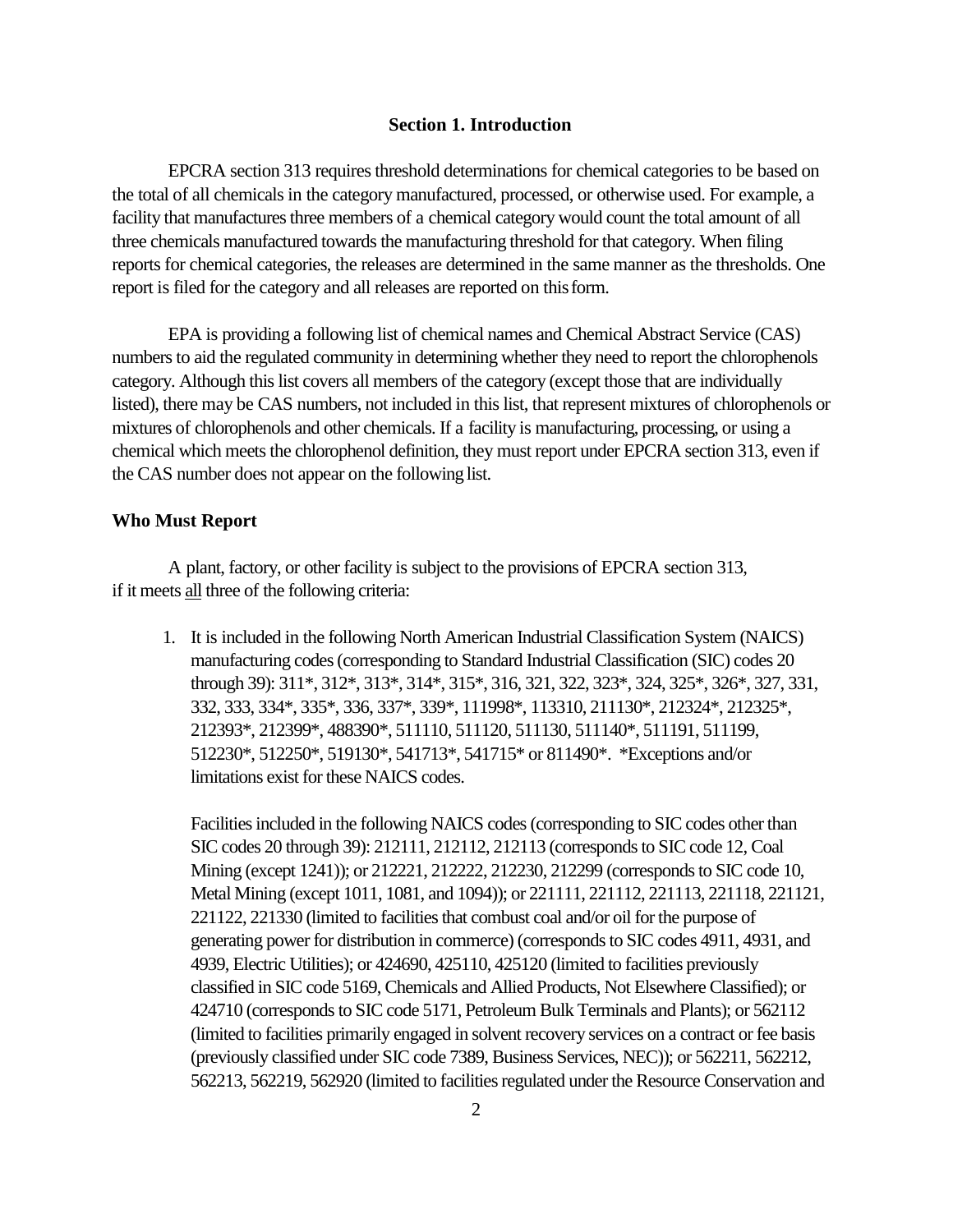## Section 1. Introduction

EPCRA section 313 requires threshold determinations for chemical categories to be based on the total of all chemicals in the category manufactured, processed, or otherwise used. For example, a facility that manufactures three members of a chemical category would count the total amount of all three chemicals manufactured towards the manufacturing threshold for that category. When filing reports for chemical categories, the releases are determined in the same manner as the thresholds. One report is filed for the category and all releases are reported on this form.

EPA is providing a following list of chemical names and Chemical Abstract Service (CAS) numbers to aid the regulated community in determining whether they need to report the chlorophenols category. Although this list covers all members of the category (except those that are individually listed), there may be CAS numbers, not included in this list, that represent mixtures of chlorophenols or mixtures of chlorophenols and other chemicals. If a facility is manufacturing, processing, or using a chemical which meets the chlorophenol definition, they must report under EPCRA section 313, even if the CAS number does not appear on the following list.

### Who Must Report

A plant, factory, or other facility is subject to the provisions of EPCRA section 313, if it meets <u>all</u> three of the following criteria:

1. It is included in the following North American Industrial Classification System (NAICS) manufacturing codes (corresponding to Standard Industrial Classification (SIC) codes 20 through 39): 311*, 312*, 313*, 314*, 315*, 316, 321, 322, 323*, 324, 325*, 326*, 327, 331, 332, 333, 334*, 335*, 336, 337*, 339*, 111998*, 113310, 211130*, 212324*, 212325*, 212393*, 212399*, 488390*, 511110, 511120, 511130, 511140*, 511191, 511199, 512230*, 512250*, 519130*, 541713*, 541715* or 811490*. *Exceptions and/or limitations exist for these NAICS codes.

   Facilities included in the following NAICS codes (corresponding to SIC codes other than SIC codes 20 through 39): 212111, 212112, 212113 (corresponds to SIC code 12, Coal Mining (except 1241)); or 212221, 212222, 212230, 212299 (corresponds to SIC code 10, Metal Mining (except 1011, 1081, and 1094)); or 221111, 221112, 221113, 221118, 221121, 221122, 221330 (limited to facilities that combust coal and/or oil for the purpose of generating power for distribution in commerce) (corresponds to SIC codes 4911, 4931, and 4939, Electric Utilities); or 424690, 425110, 425120 (limited to facilities previously classified in SIC code 5169, Chemicals and Allied Products, Not Elsewhere Classified); or 424710 (corresponds to SIC code 5171, Petroleum Bulk Terminals and Plants); or 562112 (limited to facilities primarily engaged in solvent recovery services on a contract or fee basis (previously classified under SIC code 7389, Business Services, NEC)); or 562211, 562212, 562213, 562219, 562920 (limited to facilities regulated under the Resource Conservation and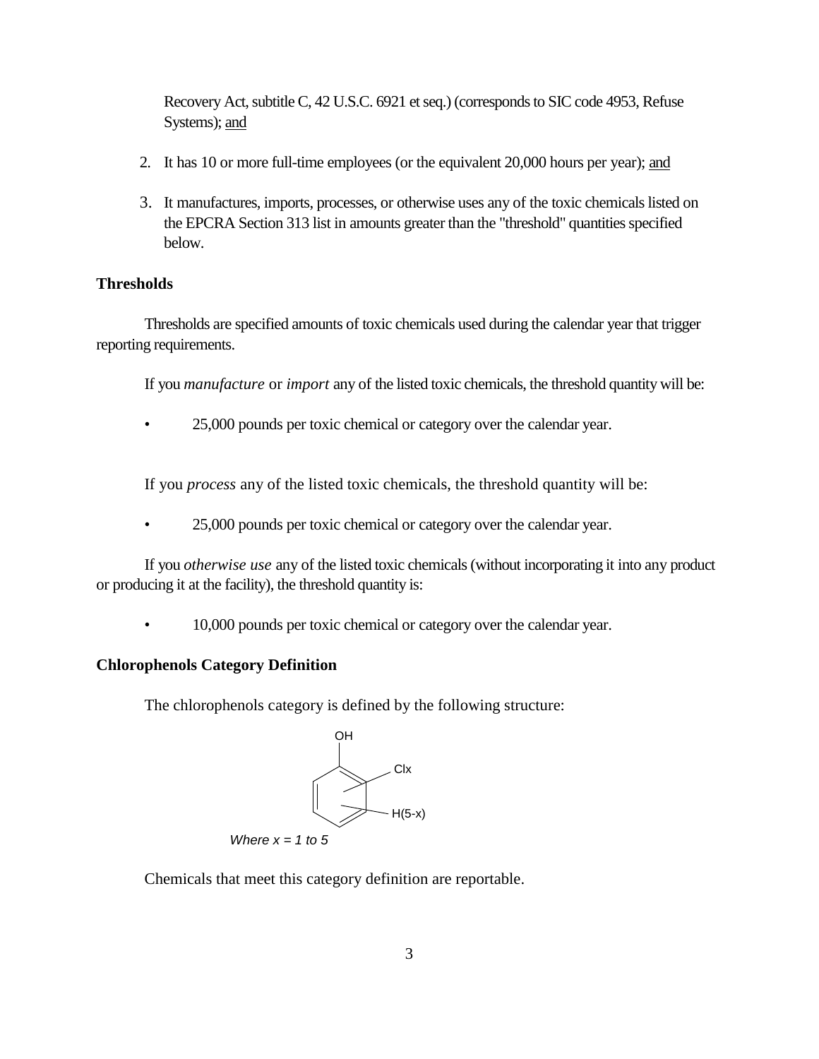Recovery Act, subtitle C, 42 U.S.C. 6921 et seq.) (corresponds to SIC code 4953, Refuse Systems); and

2. It has 10 or more full-time employees (or the equivalent 20,000 hours per year); and

3. It manufactures, imports, processes, or otherwise uses any of the toxic chemicals listed on the EPCRA Section 313 list in amounts greater than the "threshold" quantities specified below.

**Thresholds**

Thresholds are specified amounts of toxic chemicals used during the calendar year that trigger reporting requirements.

If you *manufacture* or *import* any of the listed toxic chemicals, the threshold quantity will be:

- 25,000 pounds per toxic chemical or category over the calendar year.

If you *process* any of the listed toxic chemicals, the threshold quantity will be:

- 25,000 pounds per toxic chemical or category over the calendar year.

If you *otherwise use* any of the listed toxic chemicals (without incorporating it into any product or producing it at the facility), the threshold quantity is:

- 10,000 pounds per toxic chemical or category over the calendar year.

**Chlorophenols Category Definition**

The chlorophenols category is defined by the following structure:

OH

Clx

H(5-x)

*Where x = 1 to 5*

Chemicals that meet this category definition are reportable.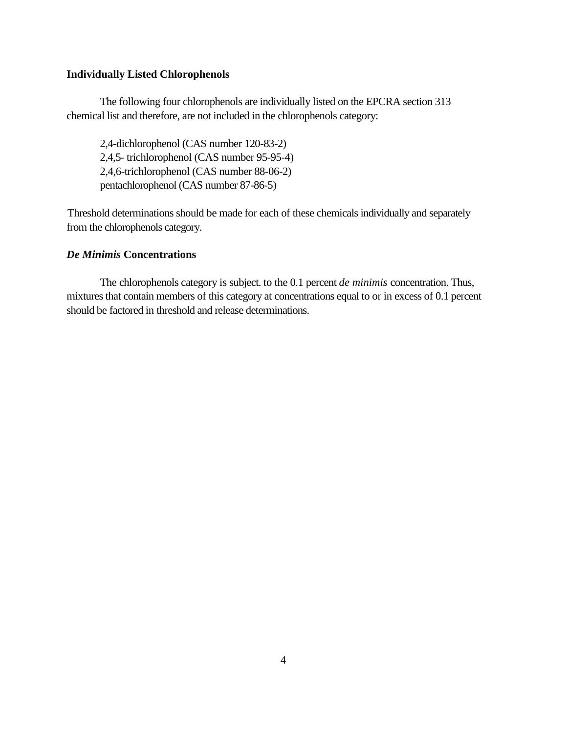### Individually Listed Chlorophenols

The following four chlorophenols are individually listed on the EPCRA section 313 chemical list and therefore, are not included in the chlorophenols category:

2,4-dichlorophenol (CAS number 120-83-2)
2,4,5- trichlorophenol (CAS number 95-95-4)
2,4,6-trichlorophenol (CAS number 88-06-2)
pentachlorophenol (CAS number 87-86-5)

Threshold determinations should be made for each of these chemicals individually and separately from the chlorophenols category.

### ***De Minimis*** Concentrations

The chlorophenols category is subject. to the 0.1 percent *de minimis* concentration. Thus, mixtures that contain members of this category at concentrations equal to or in excess of 0.1 percent should be factored in threshold and release determinations.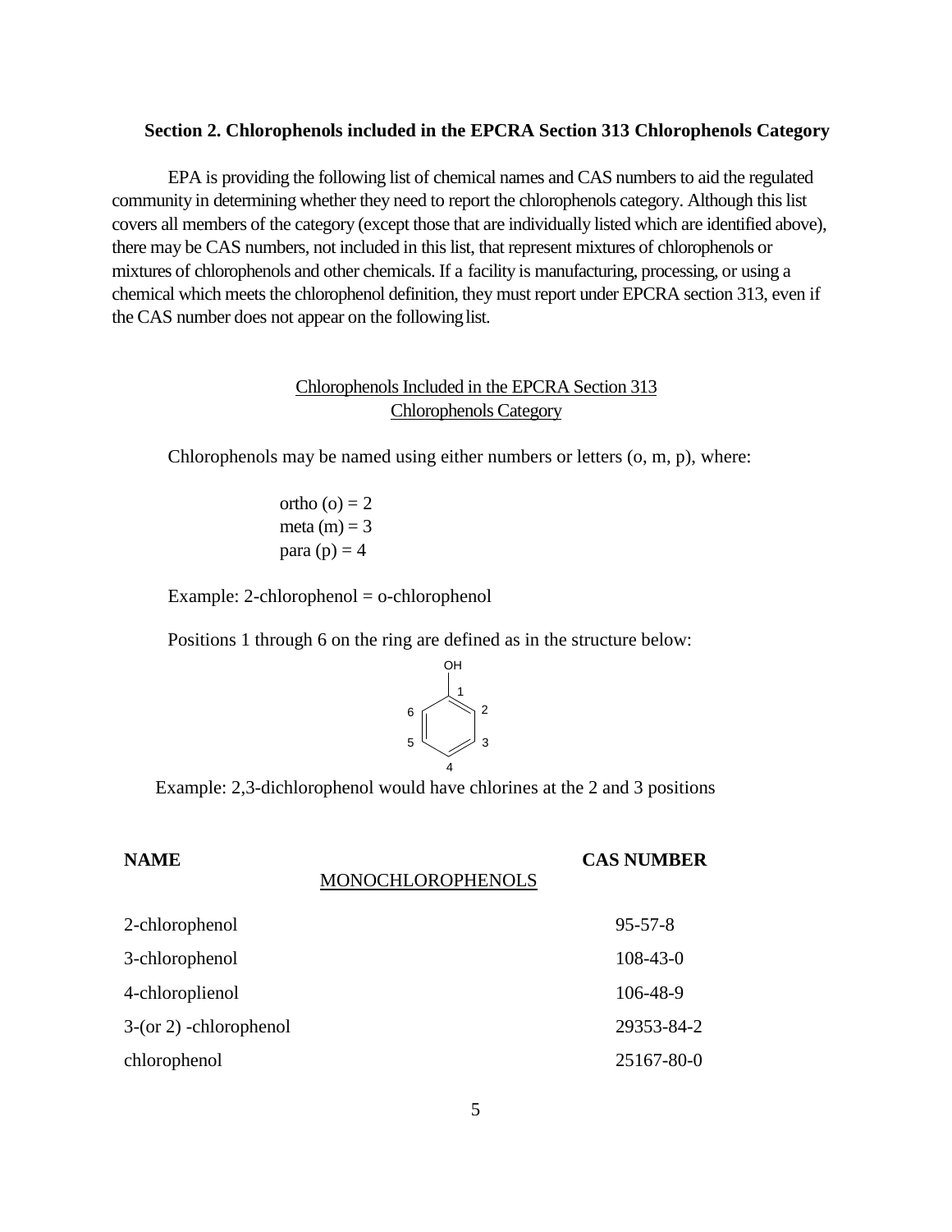### Section 2. Chlorophenols included in the EPCRA Section 313 Chlorophenols Category

EPA is providing the following list of chemical names and CAS numbers to aid the regulated community in determining whether they need to report the chlorophenols category. Although this list covers all members of the category (except those that are individually listed which are identified above), there may be CAS numbers, not included in this list, that represent mixtures of chlorophenols or mixtures of chlorophenols and other chemicals. If a facility is manufacturing, processing, or using a chemical which meets the chlorophenol definition, they must report under EPCRA section 313, even if the CAS number does not appear on the following list.

Chlorophenols Included in the EPCRA Section 313 Chlorophenols Category

Chlorophenols may be named using either numbers or letters (o, m, p), where:

ortho (o) = 2
meta (m) = 3
para (p) = 4

Example: 2-chlorophenol = o-chlorophenol

Positions 1 through 6 on the ring are defined as in the structure below:

Example: 2,3-dichlorophenol would have chlorines at the 2 and 3 positions

| NAME | CAS NUMBER |
|---|---|
| MONOCHLOROPHENOLS | |
| 2-chlorophenol | 95-57-8 |
| 3-chlorophenol | 108-43-0 |
| 4-chloroplienol | 106-48-9 |
| 3-(or 2) -chlorophenol | 29353-84-2 |
| chlorophenol | 25167-80-0 |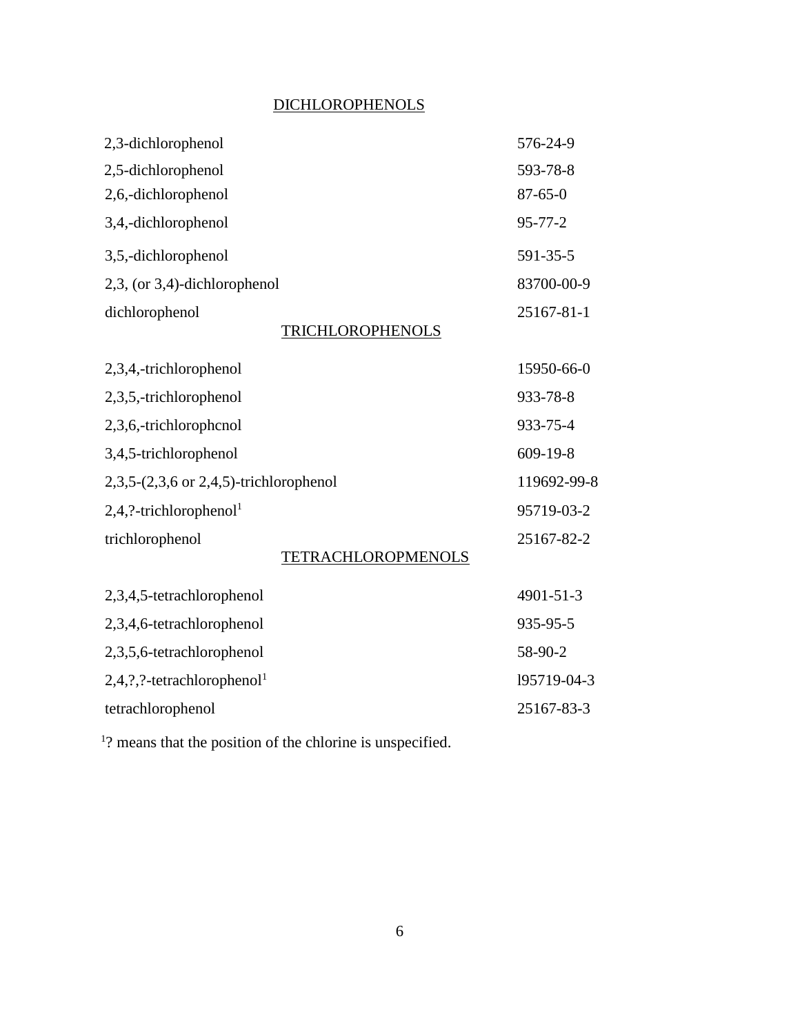DICHLOROPHENOLS

| | |
|---|---|
| 2,3-dichlorophenol | 576-24-9 |
| 2,5-dichlorophenol | 593-78-8 |
| 2,6,-dichlorophenol | 87-65-0 |
| 3,4,-dichlorophenol | 95-77-2 |
| 3,5,-dichlorophenol | 591-35-5 |
| 2,3, (or 3,4)-dichlorophenol | 83700-00-9 |
| dichlorophenol | 25167-81-1 |

TRICHLOROPHENOLS

| | |
|---|---|
| 2,3,4,-trichlorophenol | 15950-66-0 |
| 2,3,5,-trichlorophenol | 933-78-8 |
| 2,3,6,-trichlorophcnol | 933-75-4 |
| 3,4,5-trichlorophenol | 609-19-8 |
| 2,3,5-(2,3,6 or 2,4,5)-trichlorophenol | 119692-99-8 |
| 2,4,?-trichlorophenol[1] | 95719-03-2 |
| trichlorophenol | 25167-82-2 |

TETRACHLOROPMENOLS

| | |
|---|---|
| 2,3,4,5-tetrachlorophenol | 4901-51-3 |
| 2,3,4,6-tetrachlorophenol | 935-95-5 |
| 2,3,5,6-tetrachlorophenol | 58-90-2 |
| 2,4,?,?-tetrachlorophenol[1] | l95719-04-3 |
| tetrachlorophenol | 25167-83-3 |

[1]? means that the position of the chlorine is unspecified.